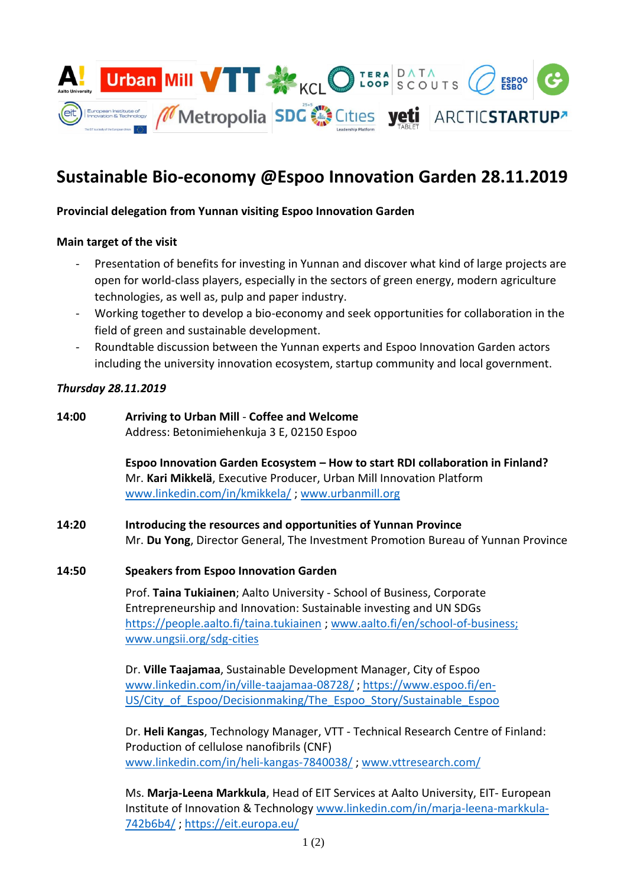# Sustainable Bio-economy @Espoo Innovation Garden 28.11.2019

**Provincial delegation from Yunnan visiting Espoo Innovation Garden**

**Main target of the visit**

- Presentation of benefits for investing in Yunnan and discover what kind of large projects are open for world-class players, especially in the sectors of green energy, modern agriculture technologies, as well as, pulp and paper industry.
- Working together to develop a bio-economy and seek opportunities for collaboration in the field of green and sustainable development.
- Roundtable discussion between the Yunnan experts and Espoo Innovation Garden actors including the university innovation ecosystem, startup community and local government.

***Thursday 28.11.2019***

**14:00** **Arriving to Urban Mill** - **Coffee and Welcome**
Address: Betonimiehenkuja 3 E, 02150 Espoo

**Espoo Innovation Garden Ecosystem – How to start RDI collaboration in Finland?**
Mr. **Kari Mikkelä**, Executive Producer, Urban Mill Innovation Platform
www.linkedin.com/in/kmikkela/ ; www.urbanmill.org

**14:20** **Introducing the resources and opportunities of Yunnan Province**
Mr. **Du Yong**, Director General, The Investment Promotion Bureau of Yunnan Province

**14:50** **Speakers from Espoo Innovation Garden**

Prof. **Taina Tukiainen**; Aalto University - School of Business, Corporate Entrepreneurship and Innovation: Sustainable investing and UN SDGs
https://people.aalto.fi/taina.tukiainen ; www.aalto.fi/en/school-of-business; www.ungsii.org/sdg-cities

Dr. **Ville Taajamaa**, Sustainable Development Manager, City of Espoo
www.linkedin.com/in/ville-taajamaa-08728/ ; https://www.espoo.fi/en-US/City_of_Espoo/Decisionmaking/The_Espoo_Story/Sustainable_Espoo

Dr. **Heli Kangas**, Technology Manager, VTT - Technical Research Centre of Finland: Production of cellulose nanofibrils (CNF)
www.linkedin.com/in/heli-kangas-7840038/ ; www.vttresearch.com/

Ms. **Marja-Leena Markkula**, Head of EIT Services at Aalto University, EIT- European Institute of Innovation & Technology www.linkedin.com/in/marja-leena-markkula-742b6b4/ ; https://eit.europa.eu/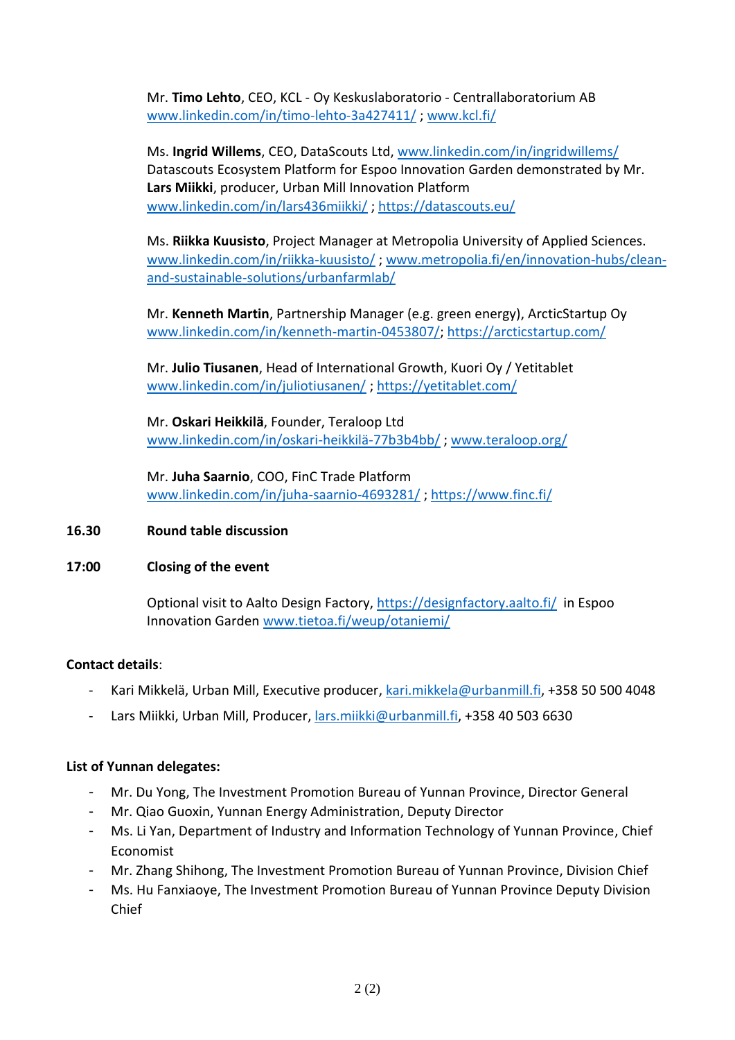Mr. **Timo Lehto**, CEO, KCL - Oy Keskuslaboratorio - Centrallaboratorium AB
www.linkedin.com/in/timo-lehto-3a427411/ ; www.kcl.fi/

Ms. **Ingrid Willems**, CEO, DataScouts Ltd, www.linkedin.com/in/ingridwillems/
Datascouts Ecosystem Platform for Espoo Innovation Garden demonstrated by Mr. **Lars Miikki**, producer, Urban Mill Innovation Platform
www.linkedin.com/in/lars436miikki/ ; https://datascouts.eu/

Ms. **Riikka Kuusisto**, Project Manager at Metropolia University of Applied Sciences.
www.linkedin.com/in/riikka-kuusisto/ ; www.metropolia.fi/en/innovation-hubs/clean-and-sustainable-solutions/urbanfarmlab/

Mr. **Kenneth Martin**, Partnership Manager (e.g. green energy), ArcticStartup Oy
www.linkedin.com/in/kenneth-martin-0453807/; https://arcticstartup.com/

Mr. **Julio Tiusanen**, Head of International Growth, Kuori Oy / Yetitablet
www.linkedin.com/in/juliotiusanen/ ; https://yetitablet.com/

Mr. **Oskari Heikkilä**, Founder, Teraloop Ltd
www.linkedin.com/in/oskari-heikkilä-77b3b4bb/ ; www.teraloop.org/

Mr. **Juha Saarnio**, COO, FinC Trade Platform
www.linkedin.com/in/juha-saarnio-4693281/ ; https://www.finc.fi/

**16.30 Round table discussion**

**17:00 Closing of the event**

Optional visit to Aalto Design Factory, https://designfactory.aalto.fi/ in Espoo Innovation Garden www.tietoa.fi/weup/otaniemi/

**Contact details**:

- Kari Mikkelä, Urban Mill, Executive producer, kari.mikkela@urbanmill.fi, +358 50 500 4048
- Lars Miikki, Urban Mill, Producer, lars.miikki@urbanmill.fi, +358 40 503 6630

**List of Yunnan delegates:**

- Mr. Du Yong, The Investment Promotion Bureau of Yunnan Province, Director General
- Mr. Qiao Guoxin, Yunnan Energy Administration, Deputy Director
- Ms. Li Yan, Department of Industry and Information Technology of Yunnan Province, Chief Economist
- Mr. Zhang Shihong, The Investment Promotion Bureau of Yunnan Province, Division Chief
- Ms. Hu Fanxiaoye, The Investment Promotion Bureau of Yunnan Province Deputy Division Chief